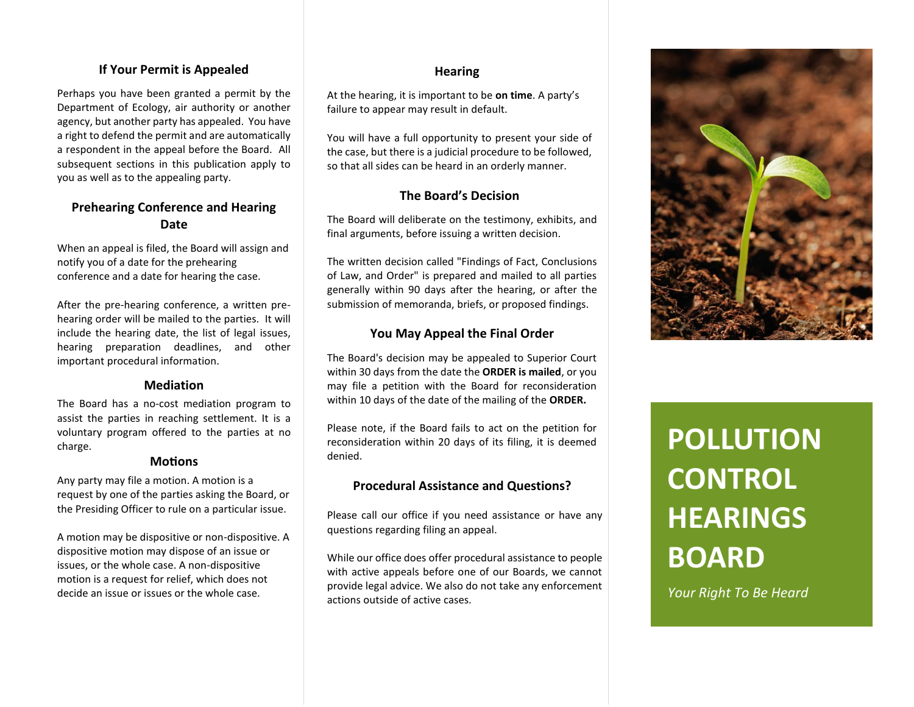## If Your Permit is Appealed

Perhaps you have been granted a permit by the Department of Ecology, air authority or another agency, but another party has appealed. You have a right to defend the permit and are automatically a respondent in the appeal before the Board. All subsequent sections in this publication apply to you as well as to the appealing party.

## Prehearing Conference and Hearing Date

When an appeal is filed, the Board will assign and notify you of a date for the prehearing conference and a date for hearing the case.

After the pre-hearing conference, a written pre-hearing order will be mailed to the parties. It will include the hearing date, the list of legal issues, hearing preparation deadlines, and other important procedural information.

## Mediation

The Board has a no-cost mediation program to assist the parties in reaching settlement. It is a voluntary program offered to the parties at no charge.

## Motions

Any party may file a motion. A motion is a request by one of the parties asking the Board, or the Presiding Officer to rule on a particular issue.

A motion may be dispositive or non-dispositive. A dispositive motion may dispose of an issue or issues, or the whole case. A non-dispositive motion is a request for relief, which does not decide an issue or issues or the whole case.

## Hearing

At the hearing, it is important to be **on time**. A party's failure to appear may result in default.

You will have a full opportunity to present your side of the case, but there is a judicial procedure to be followed, so that all sides can be heard in an orderly manner.

## The Board's Decision

The Board will deliberate on the testimony, exhibits, and final arguments, before issuing a written decision.

The written decision called "Findings of Fact, Conclusions of Law, and Order" is prepared and mailed to all parties generally within 90 days after the hearing, or after the submission of memoranda, briefs, or proposed findings.

## You May Appeal the Final Order

The Board's decision may be appealed to Superior Court within 30 days from the date the **ORDER is mailed**, or you may file a petition with the Board for reconsideration within 10 days of the date of the mailing of the **ORDER.**

Please note, if the Board fails to act on the petition for reconsideration within 20 days of its filing, it is deemed denied.

## Procedural Assistance and Questions?

Please call our office if you need assistance or have any questions regarding filing an appeal.

While our office does offer procedural assistance to people with active appeals before one of our Boards, we cannot provide legal advice. We also do not take any enforcement actions outside of active cases.

# POLLUTION CONTROL HEARINGS BOARD

*Your Right To Be Heard*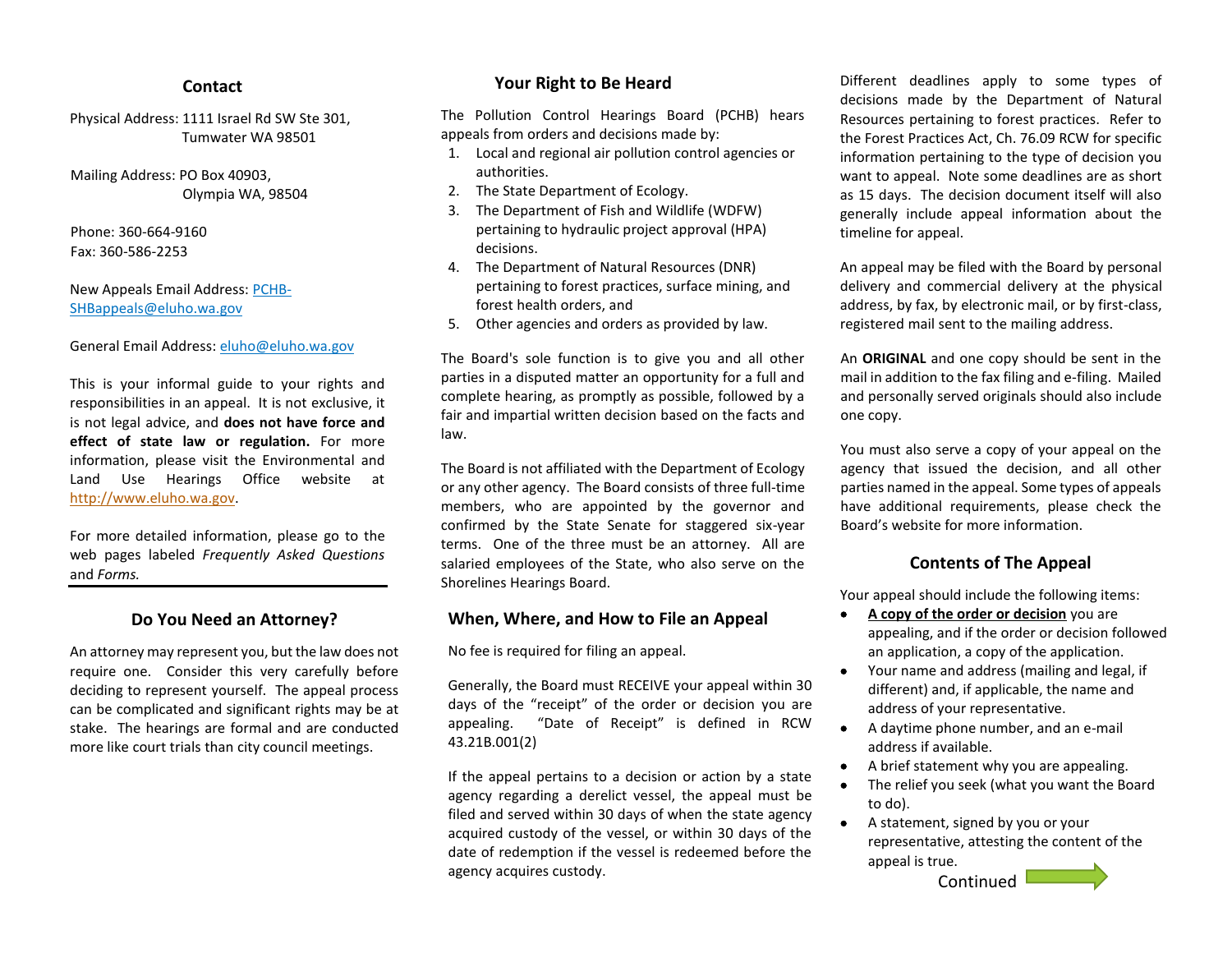## Contact

Physical Address: 1111 Israel Rd SW Ste 301,
Tumwater WA 98501

Mailing Address: PO Box 40903,
Olympia WA, 98504

Phone: 360-664-9160
Fax: 360-586-2253

New Appeals Email Address: PCHB-SHBappeals@eluho.wa.gov

General Email Address: eluho@eluho.wa.gov

This is your informal guide to your rights and responsibilities in an appeal. It is not exclusive, it is not legal advice, and **does not have force and effect of state law or regulation.** For more information, please visit the Environmental and Land Use Hearings Office website at http://www.eluho.wa.gov.

For more detailed information, please go to the web pages labeled *Frequently Asked Questions* and *Forms.*

## Do You Need an Attorney?

An attorney may represent you, but the law does not require one. Consider this very carefully before deciding to represent yourself. The appeal process can be complicated and significant rights may be at stake. The hearings are formal and are conducted more like court trials than city council meetings.

## Your Right to Be Heard

The Pollution Control Hearings Board (PCHB) hears appeals from orders and decisions made by:

1. Local and regional air pollution control agencies or authorities.
2. The State Department of Ecology.
3. The Department of Fish and Wildlife (WDFW) pertaining to hydraulic project approval (HPA) decisions.
4. The Department of Natural Resources (DNR) pertaining to forest practices, surface mining, and forest health orders, and
5. Other agencies and orders as provided by law.

The Board's sole function is to give you and all other parties in a disputed matter an opportunity for a full and complete hearing, as promptly as possible, followed by a fair and impartial written decision based on the facts and law.

The Board is not affiliated with the Department of Ecology or any other agency. The Board consists of three full-time members, who are appointed by the governor and confirmed by the State Senate for staggered six-year terms. One of the three must be an attorney. All are salaried employees of the State, who also serve on the Shorelines Hearings Board.

## When, Where, and How to File an Appeal

No fee is required for filing an appeal.

Generally, the Board must RECEIVE your appeal within 30 days of the "receipt" of the order or decision you are appealing. "Date of Receipt" is defined in RCW 43.21B.001(2)

If the appeal pertains to a decision or action by a state agency regarding a derelict vessel, the appeal must be filed and served within 30 days of when the state agency acquired custody of the vessel, or within 30 days of the date of redemption if the vessel is redeemed before the agency acquires custody.

Different deadlines apply to some types of decisions made by the Department of Natural Resources pertaining to forest practices. Refer to the Forest Practices Act, Ch. 76.09 RCW for specific information pertaining to the type of decision you want to appeal. Note some deadlines are as short as 15 days. The decision document itself will also generally include appeal information about the timeline for appeal.

An appeal may be filed with the Board by personal delivery and commercial delivery at the physical address, by fax, by electronic mail, or by first-class, registered mail sent to the mailing address.

An **ORIGINAL** and one copy should be sent in the mail in addition to the fax filing and e-filing. Mailed and personally served originals should also include one copy.

You must also serve a copy of your appeal on the agency that issued the decision, and all other parties named in the appeal. Some types of appeals have additional requirements, please check the Board's website for more information.

## Contents of The Appeal

Your appeal should include the following items:

- **A copy of the order or decision** you are appealing, and if the order or decision followed an application, a copy of the application.
- Your name and address (mailing and legal, if different) and, if applicable, the name and address of your representative.
- A daytime phone number, and an e-mail address if available.
- A brief statement why you are appealing.
- The relief you seek (what you want the Board to do).
- A statement, signed by you or your representative, attesting the content of the appeal is true.

Continued